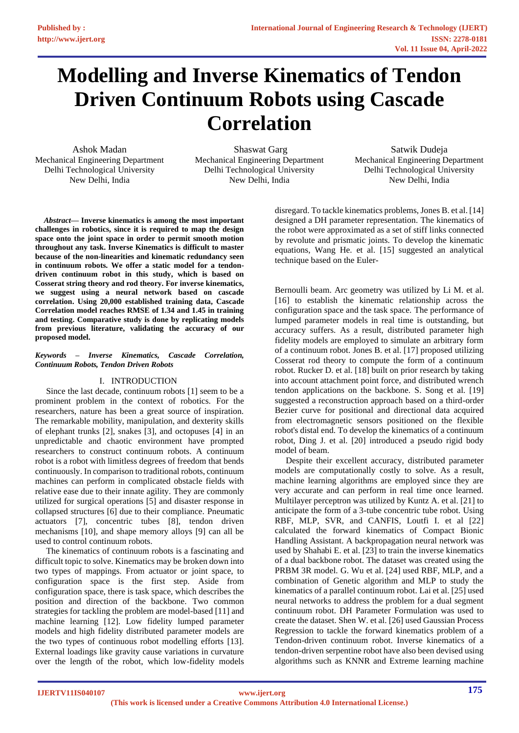# Modelling and Inverse Kinematics of Tendon Driven Continuum Robots using Cascade Correlation

Ashok Madan
Mechanical Engineering Department
Delhi Technological University
New Delhi, India

Shaswat Garg
Mechanical Engineering Department
Delhi Technological University
New Delhi, India

Satwik Dudeja
Mechanical Engineering Department
Delhi Technological University
New Delhi, India

***Abstract*— Inverse kinematics is among the most important challenges in robotics, since it is required to map the design space onto the joint space in order to permit smooth motion throughout any task. Inverse Kinematics is difficult to master because of the non-linearities and kinematic redundancy seen in continuum robots. We offer a static model for a tendon-driven continuum robot in this study, which is based on Cosserat string theory and rod theory. For inverse kinematics, we suggest using a neural network based on cascade correlation. Using 20,000 established training data, Cascade Correlation model reaches RMSE of 1.34 and 1.45 in training and testing. Comparative study is done by replicating models from previous literature, validating the accuracy of our proposed model.**

***Keywords – Inverse Kinematics, Cascade Correlation, Continuum Robots, Tendon Driven Robots***

## I. INTRODUCTION

Since the last decade, continuum robots [1] seem to be a prominent problem in the context of robotics. For the researchers, nature has been a great source of inspiration. The remarkable mobility, manipulation, and dexterity skills of elephant trunks [2], snakes [3], and octopuses [4] in an unpredictable and chaotic environment have prompted researchers to construct continuum robots. A continuum robot is a robot with limitless degrees of freedom that bends continuously. In comparison to traditional robots, continuum machines can perform in complicated obstacle fields with relative ease due to their innate agility. They are commonly utilized for surgical operations [5] and disaster response in collapsed structures [6] due to their compliance. Pneumatic actuators [7], concentric tubes [8], tendon driven mechanisms [10], and shape memory alloys [9] can all be used to control continuum robots.

The kinematics of continuum robots is a fascinating and difficult topic to solve. Kinematics may be broken down into two types of mappings. From actuator or joint space, to configuration space is the first step. Aside from configuration space, there is task space, which describes the position and direction of the backbone. Two common strategies for tackling the problem are model-based [11] and machine learning [12]. Low fidelity lumped parameter models and high fidelity distributed parameter models are the two types of continuous robot modelling efforts [13]. External loadings like gravity cause variations in curvature over the length of the robot, which low-fidelity models disregard. To tackle kinematics problems, Jones B. et al. [14] designed a DH parameter representation. The kinematics of the robot were approximated as a set of stiff links connected by revolute and prismatic joints. To develop the kinematic equations, Wang He. et al. [15] suggested an analytical technique based on the Euler-Bernoulli beam. Arc geometry was utilized by Li M. et al. [16] to establish the kinematic relationship across the configuration space and the task space. The performance of lumped parameter models in real time is outstanding, but accuracy suffers. As a result, distributed parameter high fidelity models are employed to simulate an arbitrary form of a continuum robot. Jones B. et al. [17] proposed utilizing Cosserat rod theory to compute the form of a continuum robot. Rucker D. et al. [18] built on prior research by taking into account attachment point force, and distributed wrench tendon applications on the backbone. S. Song et al. [19] suggested a reconstruction approach based on a third-order Bezier curve for positional and directional data acquired from electromagnetic sensors positioned on the flexible robot's distal end. To develop the kinematics of a continuum robot, Ding J. et al. [20] introduced a pseudo rigid body model of beam.

Despite their excellent accuracy, distributed parameter models are computationally costly to solve. As a result, machine learning algorithms are employed since they are very accurate and can perform in real time once learned. Multilayer perceptron was utilized by Kuntz A. et al. [21] to anticipate the form of a 3-tube concentric tube robot. Using RBF, MLP, SVR, and CANFIS, Loutfi I. et al [22] calculated the forward kinematics of Compact Bionic Handling Assistant. A backpropagation neural network was used by Shahabi E. et al. [23] to train the inverse kinematics of a dual backbone robot. The dataset was created using the PRBM 3R model. G. Wu et al. [24] used RBF, MLP, and a combination of Genetic algorithm and MLP to study the kinematics of a parallel continuum robot. Lai et al. [25] used neural networks to address the problem for a dual segment continuum robot. DH Parameter Formulation was used to create the dataset. Shen W. et al. [26] used Gaussian Process Regression to tackle the forward kinematics problem of a Tendon-driven continuum robot. Inverse kinematics of a tendon-driven serpentine robot have also been devised using algorithms such as KNNR and Extreme learning machine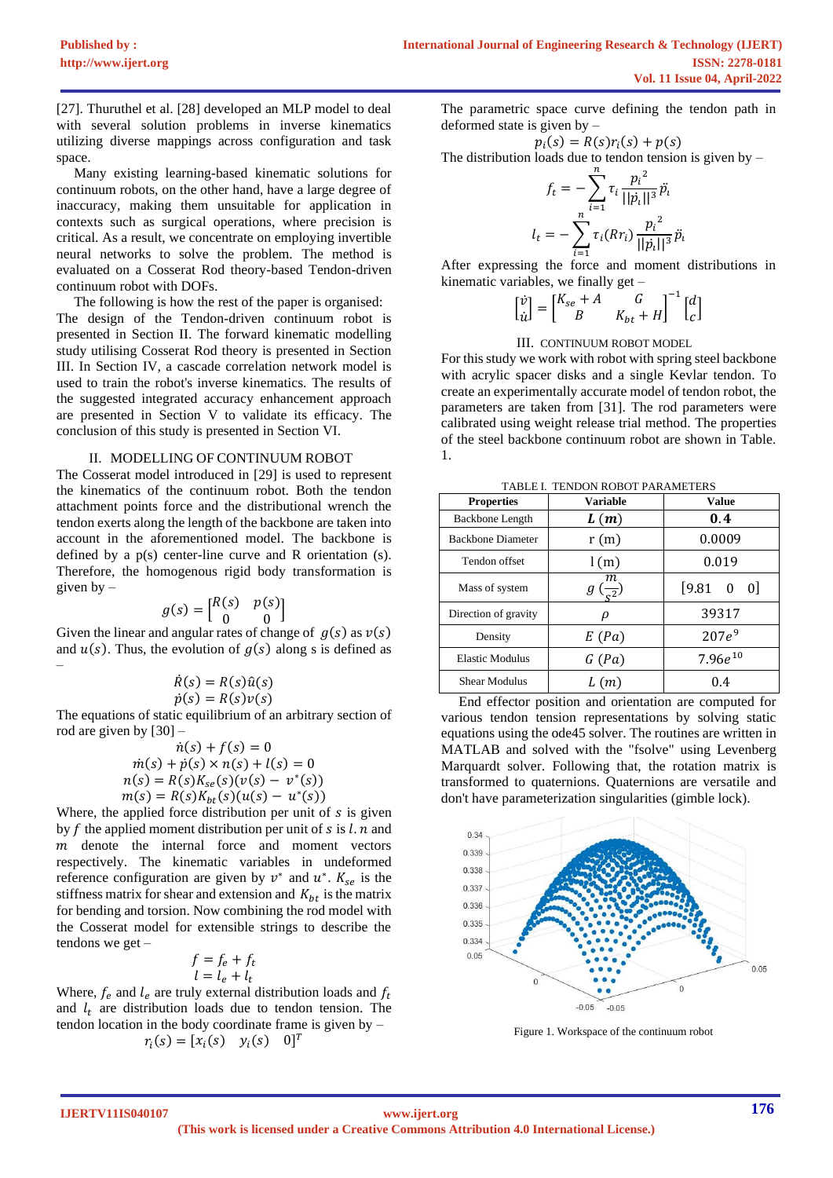[27]. Thuruthel et al. [28] developed an MLP model to deal with several solution problems in inverse kinematics utilizing diverse mappings across configuration and task space.

Many existing learning-based kinematic solutions for continuum robots, on the other hand, have a large degree of inaccuracy, making them unsuitable for application in contexts such as surgical operations, where precision is critical. As a result, we concentrate on employing invertible neural networks to solve the problem. The method is evaluated on a Cosserat Rod theory-based Tendon-driven continuum robot with DOFs.

The following is how the rest of the paper is organised: The design of the Tendon-driven continuum robot is presented in Section II. The forward kinematic modelling study utilising Cosserat Rod theory is presented in Section III. In Section IV, a cascade correlation network model is used to train the robot's inverse kinematics. The results of the suggested integrated accuracy enhancement approach are presented in Section V to validate its efficacy. The conclusion of this study is presented in Section VI.

## II. MODELLING OF CONTINUUM ROBOT

The Cosserat model introduced in [29] is used to represent the kinematics of the continuum robot. Both the tendon attachment points force and the distributional wrench the tendon exerts along the length of the backbone are taken into account in the aforementioned model. The backbone is defined by a p(s) center-line curve and R orientation (s). Therefore, the homogenous rigid body transformation is given by –

$$g(s) = \begin{bmatrix} R(s) & p(s) \\ 0 & 0 \end{bmatrix}$$

Given the linear and angular rates of change of $g(s)$ as $v(s)$ and $u(s)$. Thus, the evolution of $g(s)$ along s is defined as –

$$\dot{R}(s) = R(s)\hat{u}(s)$$
$$\dot{p}(s) = R(s)v(s)$$

The equations of static equilibrium of an arbitrary section of rod are given by [30] –

$$\dot{n}(s) + f(s) = 0$$
$$\dot{m}(s) + \dot{p}(s) \times n(s) + l(s) = 0$$
$$n(s) = R(s)K_{se}(s)(v(s) - v^*(s))$$
$$m(s) = R(s)K_{bt}(s)(u(s) - u^*(s))$$

Where, the applied force distribution per unit of $s$ is given by $f$ the applied moment distribution per unit of $s$ is $l$. $n$ and $m$ denote the internal force and moment vectors respectively. The kinematic variables in undeformed reference configuration are given by $v^*$ and $u^*$. $K_{se}$ is the stiffness matrix for shear and extension and $K_{bt}$ is the matrix for bending and torsion. Now combining the rod model with the Cosserat model for extensible strings to describe the tendons we get –

$$f = f_e + f_t$$
$$l = l_e + l_t$$

Where, $f_e$ and $l_e$ are truly external distribution loads and $f_t$ and $l_t$ are distribution loads due to tendon tension. The tendon location in the body coordinate frame is given by –

$$r_i(s) = [x_i(s) \quad y_i(s) \quad 0]^T$$

The parametric space curve defining the tendon path in deformed state is given by –

$$p_i(s) = R(s)r_i(s) + p(s)$$

The distribution loads due to tendon tension is given by –

$$f_t = -\sum_{i=1}^{n} \tau_i \frac{{p_i}^2}{||\dot{p}_i||^3} \ddot{p}_i$$

$$l_t = -\sum_{i=1}^{n} \tau_i (Rr_i) \frac{{p_i}^2}{||\dot{p}_i||^3} \ddot{p}_i$$

After expressing the force and moment distributions in kinematic variables, we finally get –

$$\begin{bmatrix} \dot{v} \\ \dot{u} \end{bmatrix} = \begin{bmatrix} K_{se} + A & G \\ B & K_{bt} + H \end{bmatrix}^{-1} \begin{bmatrix} d \\ c \end{bmatrix}$$

## III. CONTINUUM ROBOT MODEL

For this study we work with robot with spring steel backbone with acrylic spacer disks and a single Kevlar tendon. To create an experimentally accurate model of tendon robot, the parameters are taken from [31]. The rod parameters were calibrated using weight release trial method. The properties of the steel backbone continuum robot are shown in Table. 1.

TABLE I. TENDON ROBOT PARAMETERS

| Properties | Variable | Value |
|---|---|---|
| Backbone Length | $L\ (m)$ | $0.4$ |
| Backbone Diameter | r (m) | 0.0009 |
| Tendon offset | l (m) | 0.019 |
| Mass of system | $g\ (\frac{m}{s^2})$ | [9.81 0 0] |
| Direction of gravity | $\rho$ | 39317 |
| Density | $E\ (Pa)$ | $207e^9$ |
| Elastic Modulus | $G\ (Pa)$ | $7.96e^{10}$ |
| Shear Modulus | $L\ (m)$ | 0.4 |

End effector position and orientation are computed for various tendon tension representations by solving static equations using the ode45 solver. The routines are written in MATLAB and solved with the "fsolve" using Levenberg Marquardt solver. Following that, the rotation matrix is transformed to quaternions. Quaternions are versatile and don't have parameterization singularities (gimble lock).

Figure 1. Workspace of the continuum robot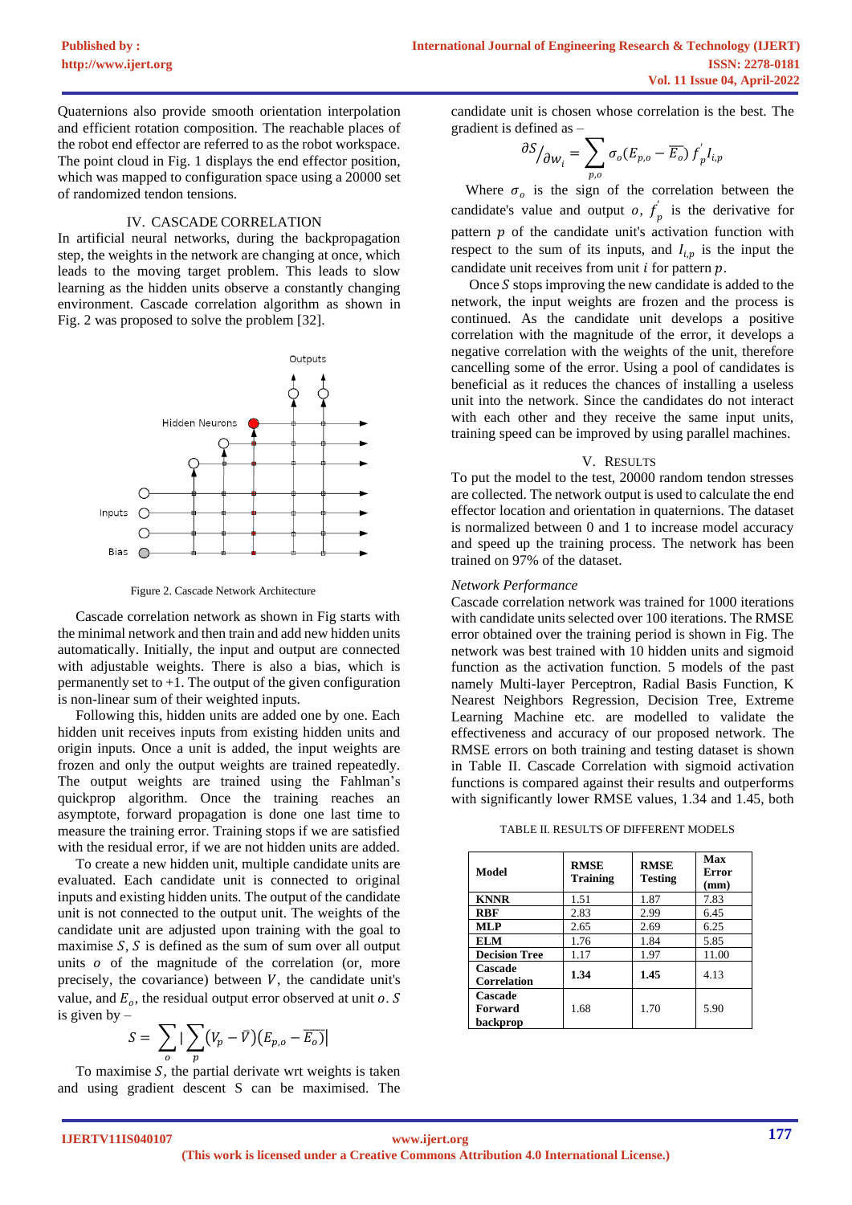Quaternions also provide smooth orientation interpolation and efficient rotation composition. The reachable places of the robot end effector are referred to as the robot workspace. The point cloud in Fig. 1 displays the end effector position, which was mapped to configuration space using a 20000 set of randomized tendon tensions.

## IV. CASCADE CORRELATION

In artificial neural networks, during the backpropagation step, the weights in the network are changing at once, which leads to the moving target problem. This leads to slow learning as the hidden units observe a constantly changing environment. Cascade correlation algorithm as shown in Fig. 2 was proposed to solve the problem [32].

Figure 2. Cascade Network Architecture

Cascade correlation network as shown in Fig starts with the minimal network and then train and add new hidden units automatically. Initially, the input and output are connected with adjustable weights. There is also a bias, which is permanently set to +1. The output of the given configuration is non-linear sum of their weighted inputs.

Following this, hidden units are added one by one. Each hidden unit receives inputs from existing hidden units and origin inputs. Once a unit is added, the input weights are frozen and only the output weights are trained repeatedly. The output weights are trained using the Fahlman's quickprop algorithm. Once the training reaches an asymptote, forward propagation is done one last time to measure the training error. Training stops if we are satisfied with the residual error, if we are not hidden units are added.

To create a new hidden unit, multiple candidate units are evaluated. Each candidate unit is connected to original inputs and existing hidden units. The output of the candidate unit is not connected to the output unit. The weights of the candidate unit are adjusted upon training with the goal to maximise $S$, $S$ is defined as the sum of sum over all output units $o$ of the magnitude of the correlation (or, more precisely, the covariance) between $V$, the candidate unit's value, and $E_o$, the residual output error observed at unit $o$. $S$ is given by –

$$S = \sum_{o} \left| \sum_{p} (V_p - \bar{V})(E_{p,o} - \overline{E_o}) \right|$$

To maximise $S$, the partial derivate wrt weights is taken and using gradient descent S can be maximised. The candidate unit is chosen whose correlation is the best. The gradient is defined as –

$$\partial S / \partial w_i = \sum_{p,o} \sigma_o (E_{p,o} - \overline{E_o}) \, f_p' I_{i,p}$$

Where $\sigma_o$ is the sign of the correlation between the candidate's value and output $o$, $f_p'$ is the derivative for pattern $p$ of the candidate unit's activation function with respect to the sum of its inputs, and $I_{i,p}$ is the input the candidate unit receives from unit $i$ for pattern $p$.

Once $S$ stops improving the new candidate is added to the network, the input weights are frozen and the process is continued. As the candidate unit develops a positive correlation with the magnitude of the error, it develops a negative correlation with the weights of the unit, therefore cancelling some of the error. Using a pool of candidates is beneficial as it reduces the chances of installing a useless unit into the network. Since the candidates do not interact with each other and they receive the same input units, training speed can be improved by using parallel machines.

## V. RESULTS

To put the model to the test, 20000 random tendon stresses are collected. The network output is used to calculate the end effector location and orientation in quaternions. The dataset is normalized between 0 and 1 to increase model accuracy and speed up the training process. The network has been trained on 97% of the dataset.

### *Network Performance*

Cascade correlation network was trained for 1000 iterations with candidate units selected over 100 iterations. The RMSE error obtained over the training period is shown in Fig. The network was best trained with 10 hidden units and sigmoid function as the activation function. 5 models of the past namely Multi-layer Perceptron, Radial Basis Function, K Nearest Neighbors Regression, Decision Tree, Extreme Learning Machine etc. are modelled to validate the effectiveness and accuracy of our proposed network. The RMSE errors on both training and testing dataset is shown in Table II. Cascade Correlation with sigmoid activation functions is compared against their results and outperforms with significantly lower RMSE values, 1.34 and 1.45, both

TABLE II. RESULTS OF DIFFERENT MODELS

| Model | RMSE Training | RMSE Testing | Max Error (mm) |
|---|---|---|---|
| **KNNR** | 1.51 | 1.87 | 7.83 |
| **RBF** | 2.83 | 2.99 | 6.45 |
| **MLP** | 2.65 | 2.69 | 6.25 |
| **ELM** | 1.76 | 1.84 | 5.85 |
| **Decision Tree** | 1.17 | 1.97 | 11.00 |
| **Cascade Correlation** | **1.34** | **1.45** | 4.13 |
| **Cascade Forward backprop** | 1.68 | 1.70 | 5.90 |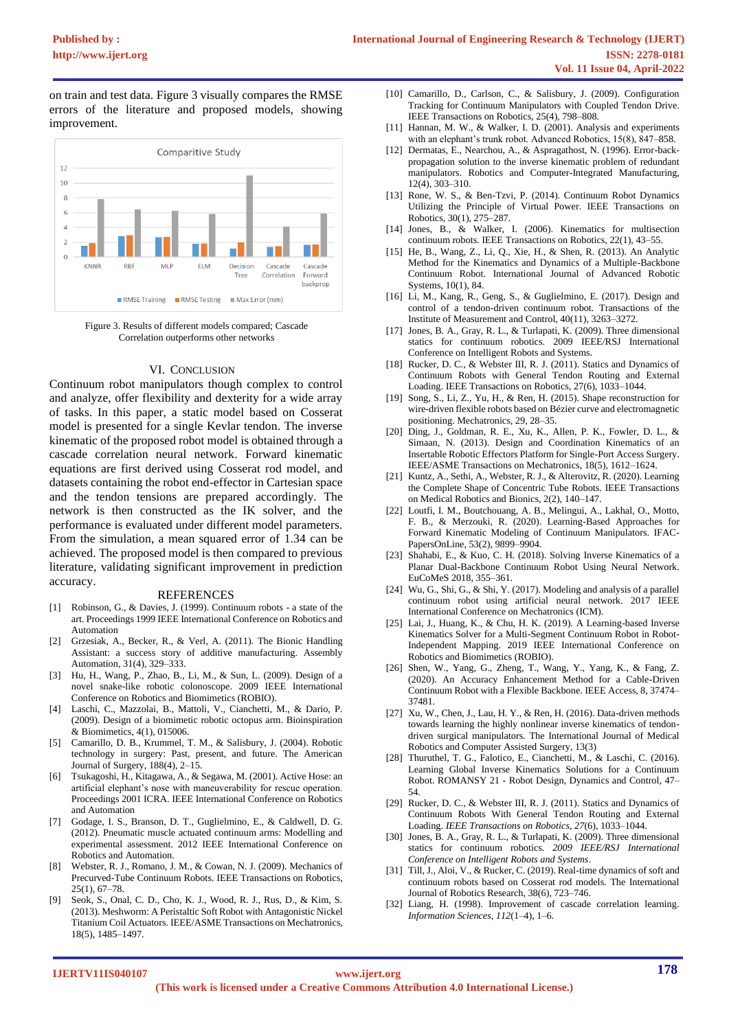on train and test data. Figure 3 visually compares the RMSE errors of the literature and proposed models, showing improvement.

Comparitive Study

12
10
8
6
4
2
0

KNNR
RBF
MLP
ELM
Decision Tree
Cascade Correlation
Cascade Forward backprop

RMSE Training
RMSE Testing
Max Error (mm)

Figure 3. Results of different models compared; Cascade Correlation outperforms other networks

## VI. CONCLUSION

Continuum robot manipulators though complex to control and analyze, offer flexibility and dexterity for a wide array of tasks. In this paper, a static model based on Cosserat model is presented for a single Kevlar tendon. The inverse kinematic of the proposed robot model is obtained through a cascade correlation neural network. Forward kinematic equations are first derived using Cosserat rod model, and datasets containing the robot end-effector in Cartesian space and the tendon tensions are prepared accordingly. The network is then constructed as the IK solver, and the performance is evaluated under different model parameters. From the simulation, a mean squared error of 1.34 can be achieved. The proposed model is then compared to previous literature, validating significant improvement in prediction accuracy.

## REFERENCES

[1] Robinson, G., & Davies, J. (1999). Continuum robots - a state of the art. Proceedings 1999 IEEE International Conference on Robotics and Automation

[2] Grzesiak, A., Becker, R., & Verl, A. (2011). The Bionic Handling Assistant: a success story of additive manufacturing. Assembly Automation, 31(4), 329–333.

[3] Hu, H., Wang, P., Zhao, B., Li, M., & Sun, L. (2009). Design of a novel snake-like robotic colonoscope. 2009 IEEE International Conference on Robotics and Biomimetics (ROBIO).

[4] Laschi, C., Mazzolai, B., Mattoli, V., Cianchetti, M., & Dario, P. (2009). Design of a biomimetic robotic octopus arm. Bioinspiration & Biomimetics, 4(1), 015006.

[5] Camarillo, D. B., Krummel, T. M., & Salisbury, J. (2004). Robotic technology in surgery: Past, present, and future. The American Journal of Surgery, 188(4), 2–15.

[6] Tsukagoshi, H., Kitagawa, A., & Segawa, M. (2001). Active Hose: an artificial elephant's nose with maneuverability for rescue operation. Proceedings 2001 ICRA. IEEE International Conference on Robotics and Automation

[7] Godage, I. S., Branson, D. T., Guglielmino, E., & Caldwell, D. G. (2012). Pneumatic muscle actuated continuum arms: Modelling and experimental assessment. 2012 IEEE International Conference on Robotics and Automation.

[8] Webster, R. J., Romano, J. M., & Cowan, N. J. (2009). Mechanics of Precurved-Tube Continuum Robots. IEEE Transactions on Robotics, 25(1), 67–78.

[9] Seok, S., Onal, C. D., Cho, K. J., Wood, R. J., Rus, D., & Kim, S. (2013). Meshworm: A Peristaltic Soft Robot with Antagonistic Nickel Titanium Coil Actuators. IEEE/ASME Transactions on Mechatronics, 18(5), 1485–1497.

[10] Camarillo, D., Carlson, C., & Salisbury, J. (2009). Configuration Tracking for Continuum Manipulators with Coupled Tendon Drive. IEEE Transactions on Robotics, 25(4), 798–808.

[11] Hannan, M. W., & Walker, I. D. (2001). Analysis and experiments with an elephant's trunk robot. Advanced Robotics, 15(8), 847–858.

[12] Dermatas, E., Nearchou, A., & Aspragathost, N. (1996). Error-back-propagation solution to the inverse kinematic problem of redundant manipulators. Robotics and Computer-Integrated Manufacturing, 12(4), 303–310.

[13] Rone, W. S., & Ben-Tzvi, P. (2014). Continuum Robot Dynamics Utilizing the Principle of Virtual Power. IEEE Transactions on Robotics, 30(1), 275–287.

[14] Jones, B., & Walker, I. (2006). Kinematics for multisection continuum robots. IEEE Transactions on Robotics, 22(1), 43–55.

[15] He, B., Wang, Z., Li, Q., Xie, H., & Shen, R. (2013). An Analytic Method for the Kinematics and Dynamics of a Multiple-Backbone Continuum Robot. International Journal of Advanced Robotic Systems, 10(1), 84.

[16] Li, M., Kang, R., Geng, S., & Guglielmino, E. (2017). Design and control of a tendon-driven continuum robot. Transactions of the Institute of Measurement and Control, 40(11), 3263–3272.

[17] Jones, B. A., Gray, R. L., & Turlapati, K. (2009). Three dimensional statics for continuum robotics. 2009 IEEE/RSJ International Conference on Intelligent Robots and Systems.

[18] Rucker, D. C., & Webster III, R. J. (2011). Statics and Dynamics of Continuum Robots with General Tendon Routing and External Loading. IEEE Transactions on Robotics, 27(6), 1033–1044.

[19] Song, S., Li, Z., Yu, H., & Ren, H. (2015). Shape reconstruction for wire-driven flexible robots based on Bézier curve and electromagnetic positioning. Mechatronics, 29, 28–35.

[20] Ding, J., Goldman, R. E., Xu, K., Allen, P. K., Fowler, D. L., & Simaan, N. (2013). Design and Coordination Kinematics of an Insertable Robotic Effectors Platform for Single-Port Access Surgery. IEEE/ASME Transactions on Mechatronics, 18(5), 1612–1624.

[21] Kuntz, A., Sethi, A., Webster, R. J., & Alterovitz, R. (2020). Learning the Complete Shape of Concentric Tube Robots. IEEE Transactions on Medical Robotics and Bionics, 2(2), 140–147.

[22] Loutfi, I. M., Boutchouang, A. B., Melingui, A., Lakhal, O., Motto, F. B., & Merzouki, R. (2020). Learning-Based Approaches for Forward Kinematic Modeling of Continuum Manipulators. IFAC-PapersOnLine, 53(2), 9899–9904.

[23] Shahabi, E., & Kuo, C. H. (2018). Solving Inverse Kinematics of a Planar Dual-Backbone Continuum Robot Using Neural Network. EuCoMeS 2018, 355–361.

[24] Wu, G., Shi, G., & Shi, Y. (2017). Modeling and analysis of a parallel continuum robot using artificial neural network. 2017 IEEE International Conference on Mechatronics (ICM).

[25] Lai, J., Huang, K., & Chu, H. K. (2019). A Learning-based Inverse Kinematics Solver for a Multi-Segment Continuum Robot in Robot-Independent Mapping. 2019 IEEE International Conference on Robotics and Biomimetics (ROBIO).

[26] Shen, W., Yang, G., Zheng, T., Wang, Y., Yang, K., & Fang, Z. (2020). An Accuracy Enhancement Method for a Cable-Driven Continuum Robot with a Flexible Backbone. IEEE Access, 8, 37474–37481.

[27] Xu, W., Chen, J., Lau, H. Y., & Ren, H. (2016). Data-driven methods towards learning the highly nonlinear inverse kinematics of tendon-driven surgical manipulators. The International Journal of Medical Robotics and Computer Assisted Surgery, 13(3)

[28] Thuruthel, T. G., Falotico, E., Cianchetti, M., & Laschi, C. (2016). Learning Global Inverse Kinematics Solutions for a Continuum Robot. ROMANSY 21 - Robot Design, Dynamics and Control, 47–54.

[29] Rucker, D. C., & Webster III, R. J. (2011). Statics and Dynamics of Continuum Robots With General Tendon Routing and External Loading. *IEEE Transactions on Robotics*, *27*(6), 1033–1044.

[30] Jones, B. A., Gray, R. L., & Turlapati, K. (2009). Three dimensional statics for continuum robotics. *2009 IEEE/RSJ International Conference on Intelligent Robots and Systems*.

[31] Till, J., Aloi, V., & Rucker, C. (2019). Real-time dynamics of soft and continuum robots based on Cosserat rod models. The International Journal of Robotics Research, 38(6), 723–746.

[32] Liang, H. (1998). Improvement of cascade correlation learning. *Information Sciences*, *112*(1–4), 1–6.